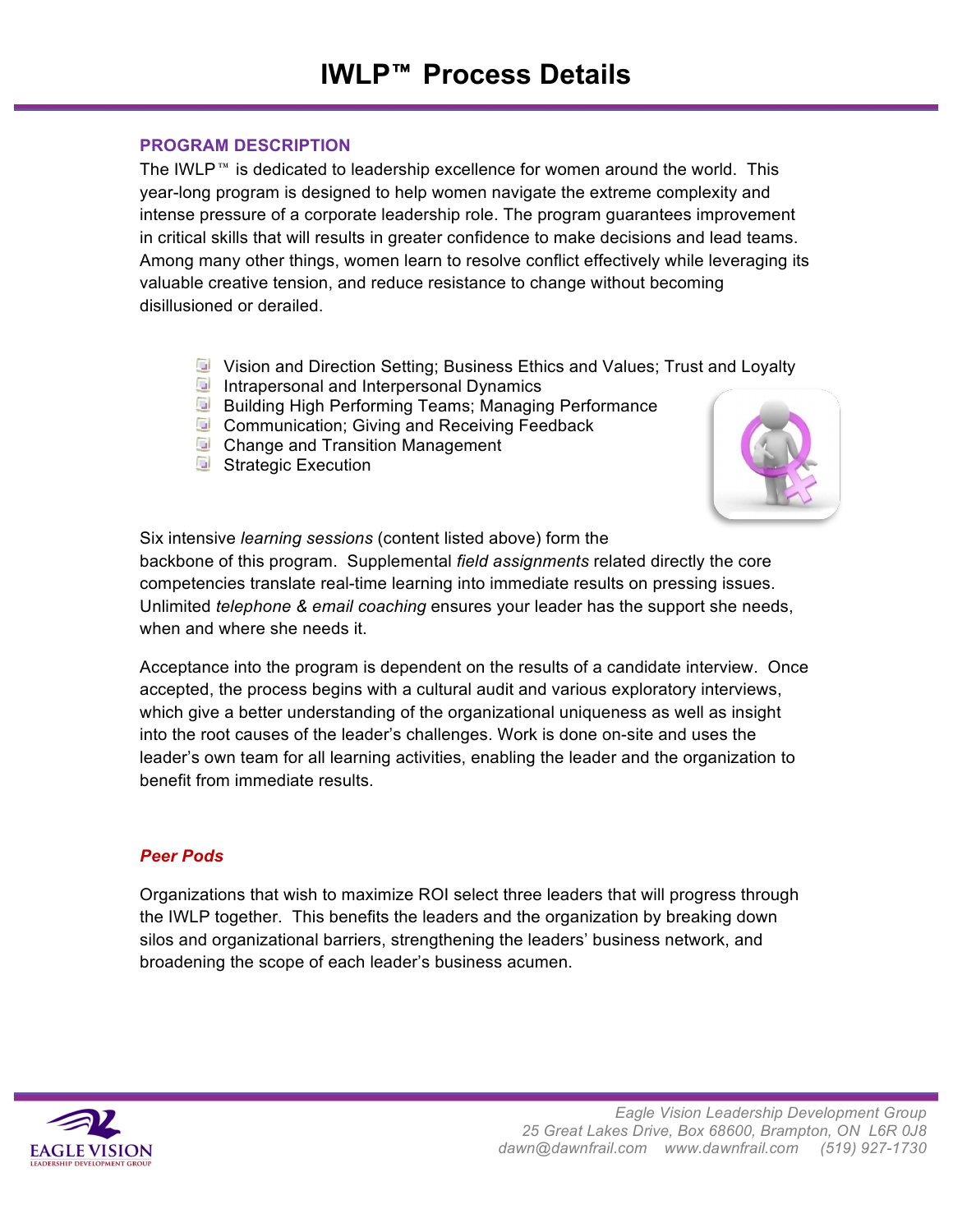# IWLP™ Process Details

## PROGRAM DESCRIPTION

The IWLP™ is dedicated to leadership excellence for women around the world. This year-long program is designed to help women navigate the extreme complexity and intense pressure of a corporate leadership role. The program guarantees improvement in critical skills that will results in greater confidence to make decisions and lead teams. Among many other things, women learn to resolve conflict effectively while leveraging its valuable creative tension, and reduce resistance to change without becoming disillusioned or derailed.

- Vision and Direction Setting; Business Ethics and Values; Trust and Loyalty
- Intrapersonal and Interpersonal Dynamics
- Building High Performing Teams; Managing Performance
- Communication; Giving and Receiving Feedback
- Change and Transition Management
- Strategic Execution

Six intensive *learning sessions* (content listed above) form the backbone of this program. Supplemental *field assignments* related directly the core competencies translate real-time learning into immediate results on pressing issues. Unlimited *telephone & email coaching* ensures your leader has the support she needs, when and where she needs it.

Acceptance into the program is dependent on the results of a candidate interview. Once accepted, the process begins with a cultural audit and various exploratory interviews, which give a better understanding of the organizational uniqueness as well as insight into the root causes of the leader's challenges. Work is done on-site and uses the leader's own team for all learning activities, enabling the leader and the organization to benefit from immediate results.

### *Peer Pods*

Organizations that wish to maximize ROI select three leaders that will progress through the IWLP together. This benefits the leaders and the organization by breaking down silos and organizational barriers, strengthening the leaders' business network, and broadening the scope of each leader's business acumen.

*Eagle Vision Leadership Development Group*
*25 Great Lakes Drive, Box 68600, Brampton, ON L6R 0J8*
*dawn@dawnfrail.com www.dawnfrail.com (519) 927-1730*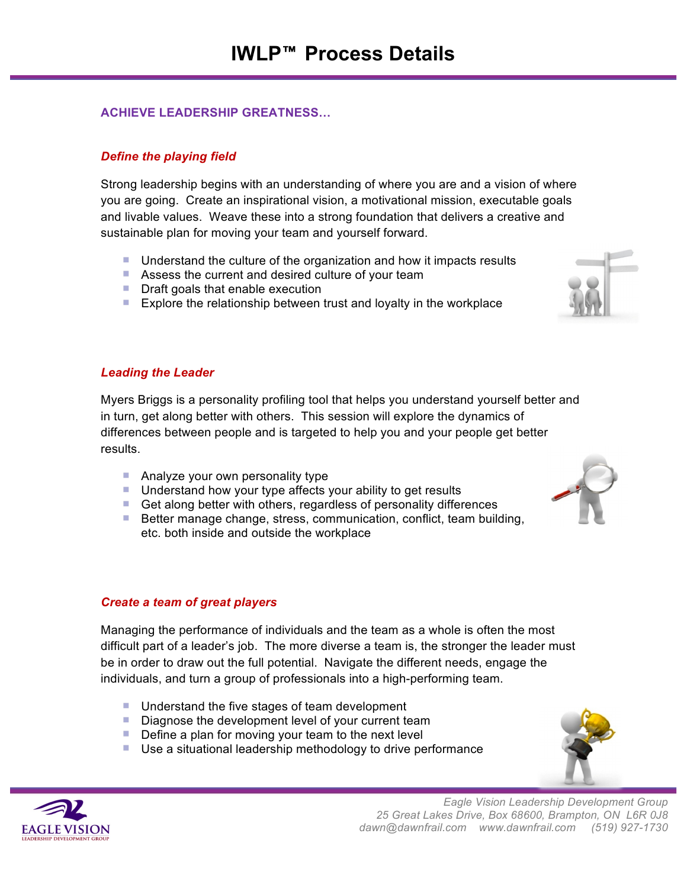# IWLP™ Process Details

## ACHIEVE LEADERSHIP GREATNESS…

### *Define the playing field*

Strong leadership begins with an understanding of where you are and a vision of where you are going. Create an inspirational vision, a motivational mission, executable goals and livable values. Weave these into a strong foundation that delivers a creative and sustainable plan for moving your team and yourself forward.

- Understand the culture of the organization and how it impacts results
- Assess the current and desired culture of your team
- Draft goals that enable execution
- Explore the relationship between trust and loyalty in the workplace

### *Leading the Leader*

Myers Briggs is a personality profiling tool that helps you understand yourself better and in turn, get along better with others. This session will explore the dynamics of differences between people and is targeted to help you and your people get better results.

- Analyze your own personality type
- Understand how your type affects your ability to get results
- Get along better with others, regardless of personality differences
- Better manage change, stress, communication, conflict, team building, etc. both inside and outside the workplace

### *Create a team of great players*

Managing the performance of individuals and the team as a whole is often the most difficult part of a leader's job. The more diverse a team is, the stronger the leader must be in order to draw out the full potential. Navigate the different needs, engage the individuals, and turn a group of professionals into a high-performing team.

- Understand the five stages of team development
- Diagnose the development level of your current team
- Define a plan for moving your team to the next level
- Use a situational leadership methodology to drive performance

*Eagle Vision Leadership Development Group*
*25 Great Lakes Drive, Box 68600, Brampton, ON L6R 0J8*
*dawn@dawnfrail.com www.dawnfrail.com (519) 927-1730*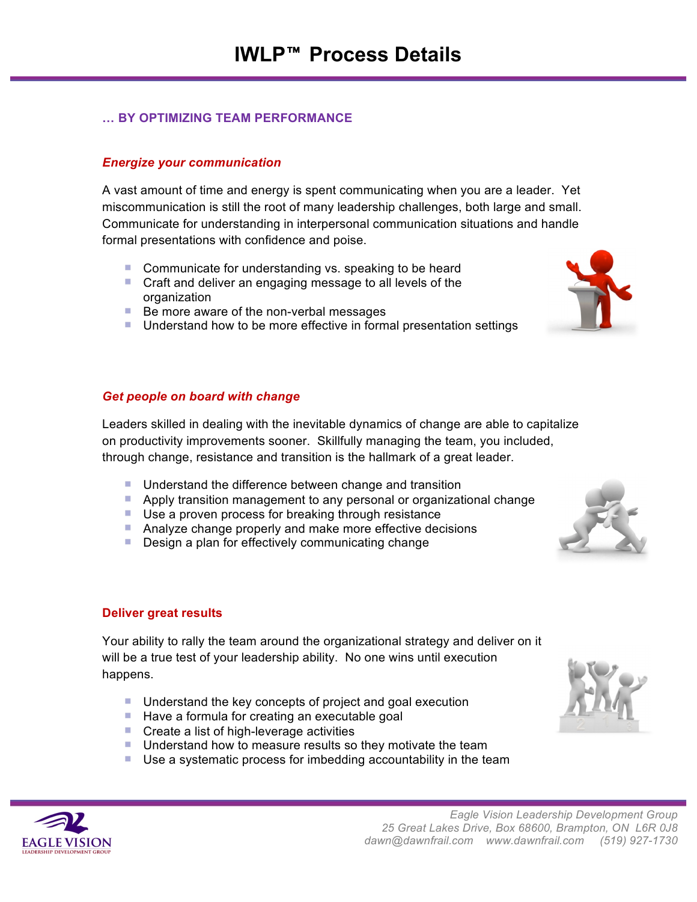# IWLP™ Process Details

## … BY OPTIMIZING TEAM PERFORMANCE

### *Energize your communication*

A vast amount of time and energy is spent communicating when you are a leader. Yet miscommunication is still the root of many leadership challenges, both large and small. Communicate for understanding in interpersonal communication situations and handle formal presentations with confidence and poise.

- Communicate for understanding vs. speaking to be heard
- Craft and deliver an engaging message to all levels of the organization
- Be more aware of the non-verbal messages
- Understand how to be more effective in formal presentation settings

### *Get people on board with change*

Leaders skilled in dealing with the inevitable dynamics of change are able to capitalize on productivity improvements sooner. Skillfully managing the team, you included, through change, resistance and transition is the hallmark of a great leader.

- Understand the difference between change and transition
- Apply transition management to any personal or organizational change
- Use a proven process for breaking through resistance
- Analyze change properly and make more effective decisions
- Design a plan for effectively communicating change

### Deliver great results

Your ability to rally the team around the organizational strategy and deliver on it will be a true test of your leadership ability. No one wins until execution happens.

- Understand the key concepts of project and goal execution
- Have a formula for creating an executable goal
- Create a list of high-leverage activities
- Understand how to measure results so they motivate the team
- Use a systematic process for imbedding accountability in the team

*Eagle Vision Leadership Development Group*
*25 Great Lakes Drive, Box 68600, Brampton, ON L6R 0J8*
*dawn@dawnfrail.com www.dawnfrail.com (519) 927-1730*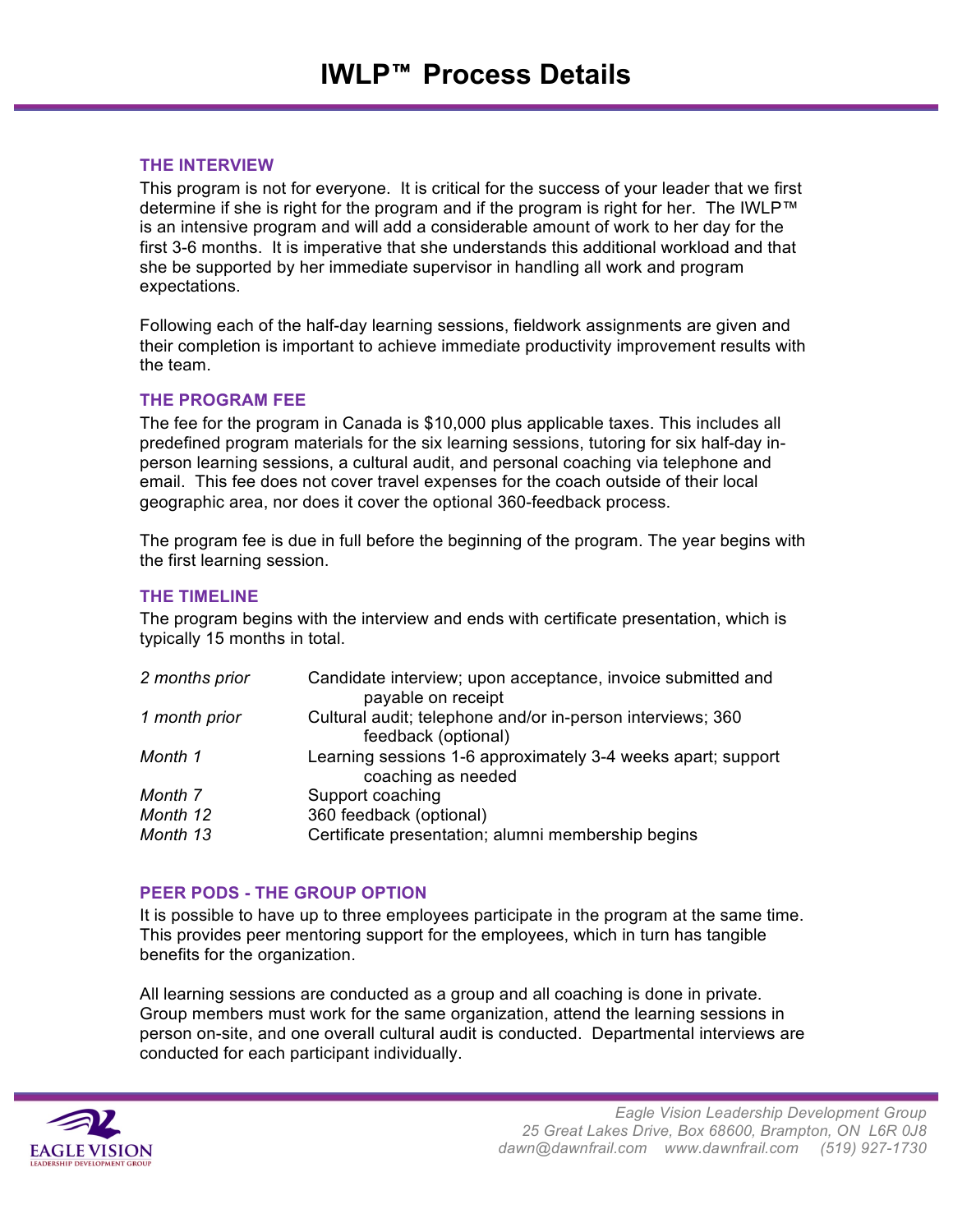# IWLP™ Process Details

### THE INTERVIEW

This program is not for everyone. It is critical for the success of your leader that we first determine if she is right for the program and if the program is right for her. The IWLP™ is an intensive program and will add a considerable amount of work to her day for the first 3-6 months. It is imperative that she understands this additional workload and that she be supported by her immediate supervisor in handling all work and program expectations.

Following each of the half-day learning sessions, fieldwork assignments are given and their completion is important to achieve immediate productivity improvement results with the team.

### THE PROGRAM FEE

The fee for the program in Canada is $10,000 plus applicable taxes. This includes all predefined program materials for the six learning sessions, tutoring for six half-day in-person learning sessions, a cultural audit, and personal coaching via telephone and email. This fee does not cover travel expenses for the coach outside of their local geographic area, nor does it cover the optional 360-feedback process.

The program fee is due in full before the beginning of the program. The year begins with the first learning session.

### THE TIMELINE

The program begins with the interview and ends with certificate presentation, which is typically 15 months in total.

| | |
|---|---|
| *2 months prior* | Candidate interview; upon acceptance, invoice submitted and payable on receipt |
| *1 month prior* | Cultural audit; telephone and/or in-person interviews; 360 feedback (optional) |
| *Month 1* | Learning sessions 1-6 approximately 3-4 weeks apart; support coaching as needed |
| *Month 7* | Support coaching |
| *Month 12* | 360 feedback (optional) |
| *Month 13* | Certificate presentation; alumni membership begins |

### PEER PODS - THE GROUP OPTION

It is possible to have up to three employees participate in the program at the same time. This provides peer mentoring support for the employees, which in turn has tangible benefits for the organization.

All learning sessions are conducted as a group and all coaching is done in private. Group members must work for the same organization, attend the learning sessions in person on-site, and one overall cultural audit is conducted. Departmental interviews are conducted for each participant individually.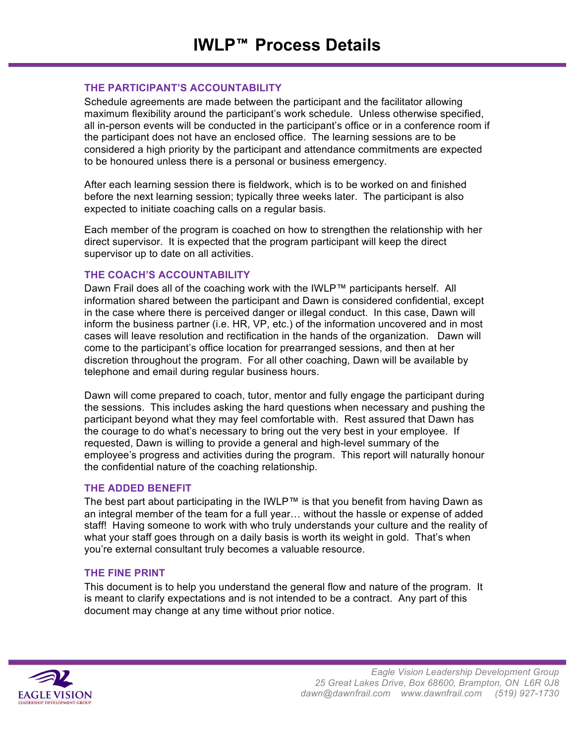# IWLP™ Process Details

### THE PARTICIPANT'S ACCOUNTABILITY

Schedule agreements are made between the participant and the facilitator allowing maximum flexibility around the participant's work schedule. Unless otherwise specified, all in-person events will be conducted in the participant's office or in a conference room if the participant does not have an enclosed office. The learning sessions are to be considered a high priority by the participant and attendance commitments are expected to be honoured unless there is a personal or business emergency.

After each learning session there is fieldwork, which is to be worked on and finished before the next learning session; typically three weeks later. The participant is also expected to initiate coaching calls on a regular basis.

Each member of the program is coached on how to strengthen the relationship with her direct supervisor. It is expected that the program participant will keep the direct supervisor up to date on all activities.

### THE COACH'S ACCOUNTABILITY

Dawn Frail does all of the coaching work with the IWLP™ participants herself. All information shared between the participant and Dawn is considered confidential, except in the case where there is perceived danger or illegal conduct. In this case, Dawn will inform the business partner (i.e. HR, VP, etc.) of the information uncovered and in most cases will leave resolution and rectification in the hands of the organization. Dawn will come to the participant's office location for prearranged sessions, and then at her discretion throughout the program. For all other coaching, Dawn will be available by telephone and email during regular business hours.

Dawn will come prepared to coach, tutor, mentor and fully engage the participant during the sessions. This includes asking the hard questions when necessary and pushing the participant beyond what they may feel comfortable with. Rest assured that Dawn has the courage to do what's necessary to bring out the very best in your employee. If requested, Dawn is willing to provide a general and high-level summary of the employee's progress and activities during the program. This report will naturally honour the confidential nature of the coaching relationship.

### THE ADDED BENEFIT

The best part about participating in the IWLP™ is that you benefit from having Dawn as an integral member of the team for a full year… without the hassle or expense of added staff! Having someone to work with who truly understands your culture and the reality of what your staff goes through on a daily basis is worth its weight in gold. That's when you're external consultant truly becomes a valuable resource.

### THE FINE PRINT

This document is to help you understand the general flow and nature of the program. It is meant to clarify expectations and is not intended to be a contract. Any part of this document may change at any time without prior notice.